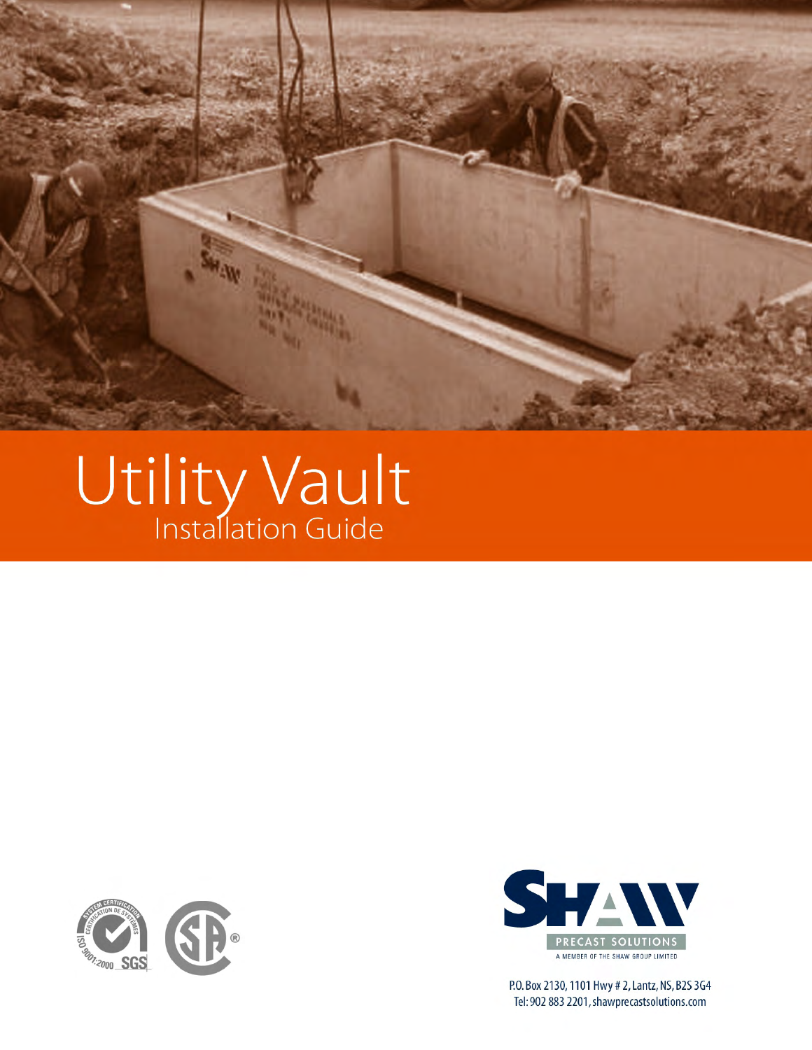# Utility Vault

## Installation Guide

SHAW PRECAST SOLUTIONS

A MEMBER OF THE SHAW GROUP LIMITED

P.O. Box 2130, 1101 Hwy # 2, Lantz, NS, B2S 3G4
Tel: 902 883 2201, shawprecastsolutions.com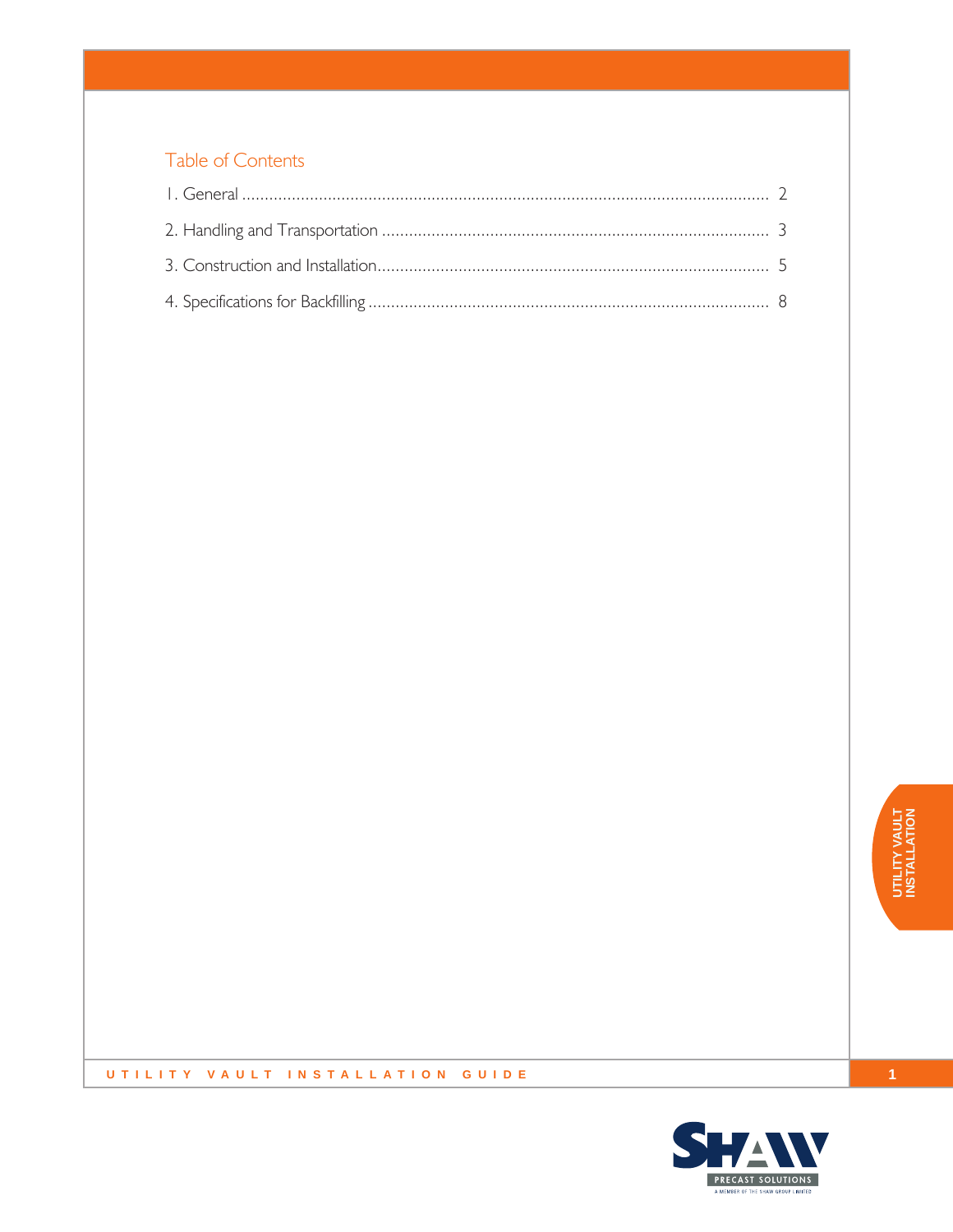## Table of Contents

1. General .......... 2
2. Handling and Transportation .......... 3
3. Construction and Installation .......... 5
4. Specifications for Backfilling .......... 8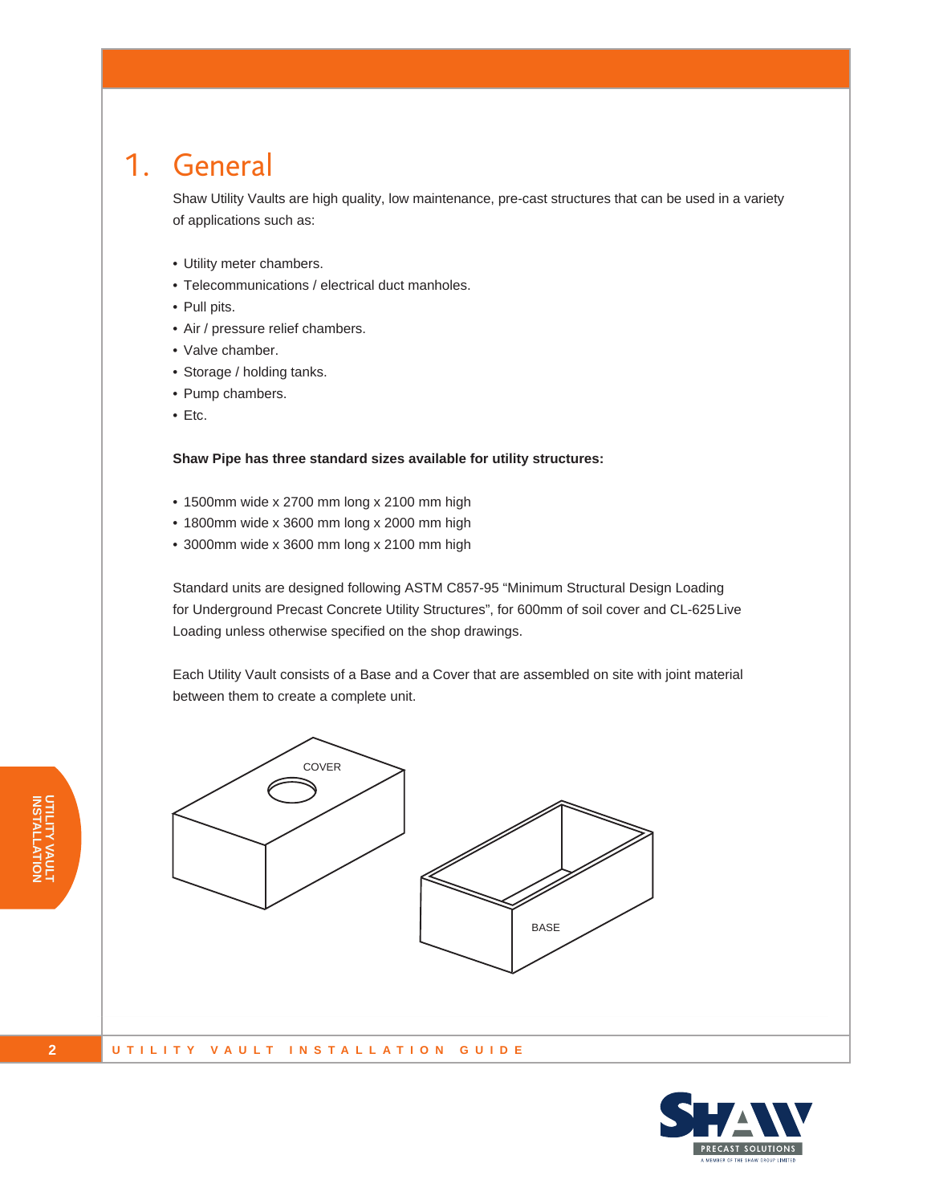# 1. General

Shaw Utility Vaults are high quality, low maintenance, pre-cast structures that can be used in a variety of applications such as:

- Utility meter chambers.
- Telecommunications / electrical duct manholes.
- Pull pits.
- Air / pressure relief chambers.
- Valve chamber.
- Storage / holding tanks.
- Pump chambers.
- Etc.

**Shaw Pipe has three standard sizes available for utility structures:**

- 1500mm wide x 2700 mm long x 2100 mm high
- 1800mm wide x 3600 mm long x 2000 mm high
- 3000mm wide x 3600 mm long x 2100 mm high

Standard units are designed following ASTM C857-95 "Minimum Structural Design Loading for Underground Precast Concrete Utility Structures", for 600mm of soil cover and CL-625 Live Loading unless otherwise specified on the shop drawings.

Each Utility Vault consists of a Base and a Cover that are assembled on site with joint material between them to create a complete unit.

COVER

BASE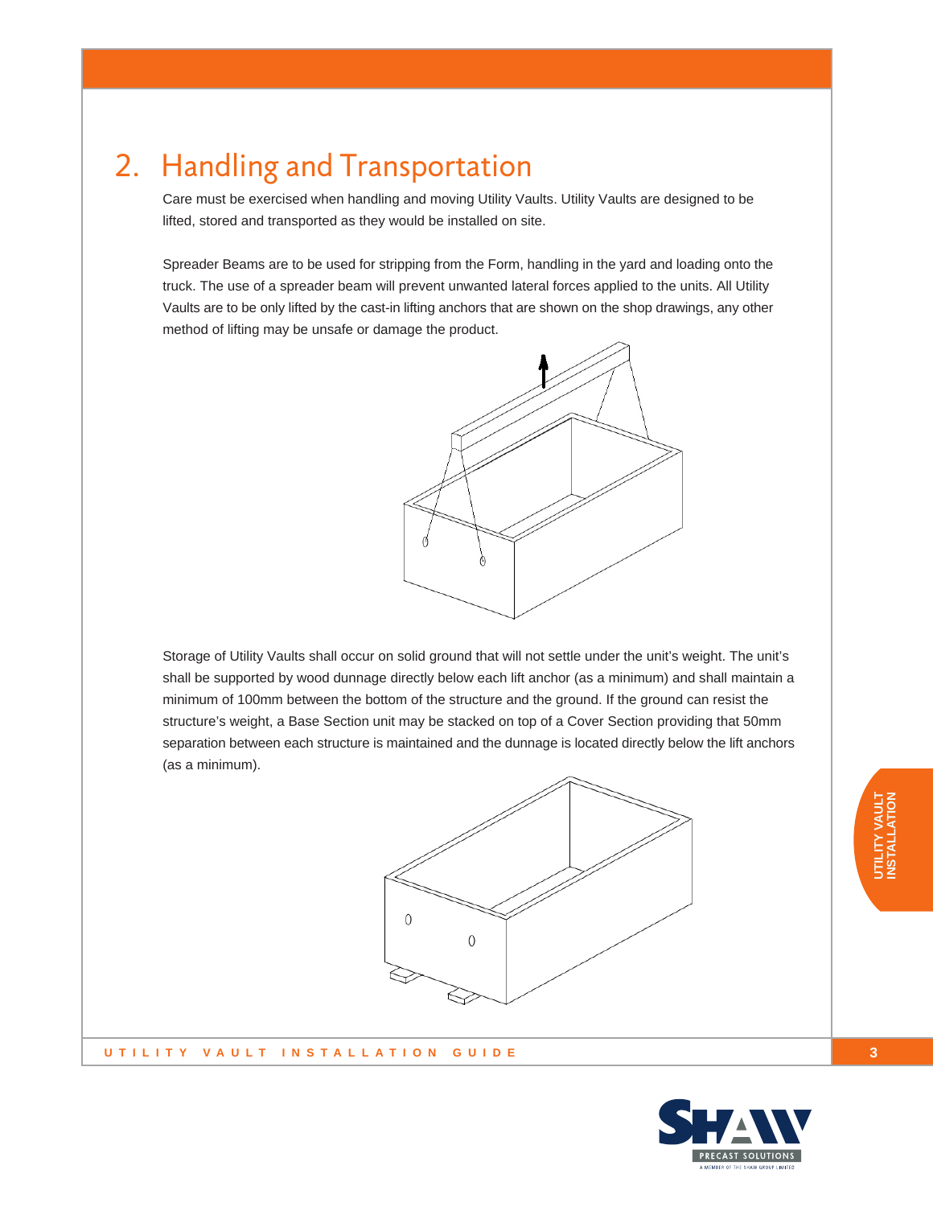## 2. Handling and Transportation

Care must be exercised when handling and moving Utility Vaults. Utility Vaults are designed to be lifted, stored and transported as they would be installed on site.

Spreader Beams are to be used for stripping from the Form, handling in the yard and loading onto the truck. The use of a spreader beam will prevent unwanted lateral forces applied to the units. All Utility Vaults are to be only lifted by the cast-in lifting anchors that are shown on the shop drawings, any other method of lifting may be unsafe or damage the product.

Storage of Utility Vaults shall occur on solid ground that will not settle under the unit's weight. The unit's shall be supported by wood dunnage directly below each lift anchor (as a minimum) and shall maintain a minimum of 100mm between the bottom of the structure and the ground. If the ground can resist the structure's weight, a Base Section unit may be stacked on top of a Cover Section providing that 50mm separation between each structure is maintained and the dunnage is located directly below the lift anchors (as a minimum).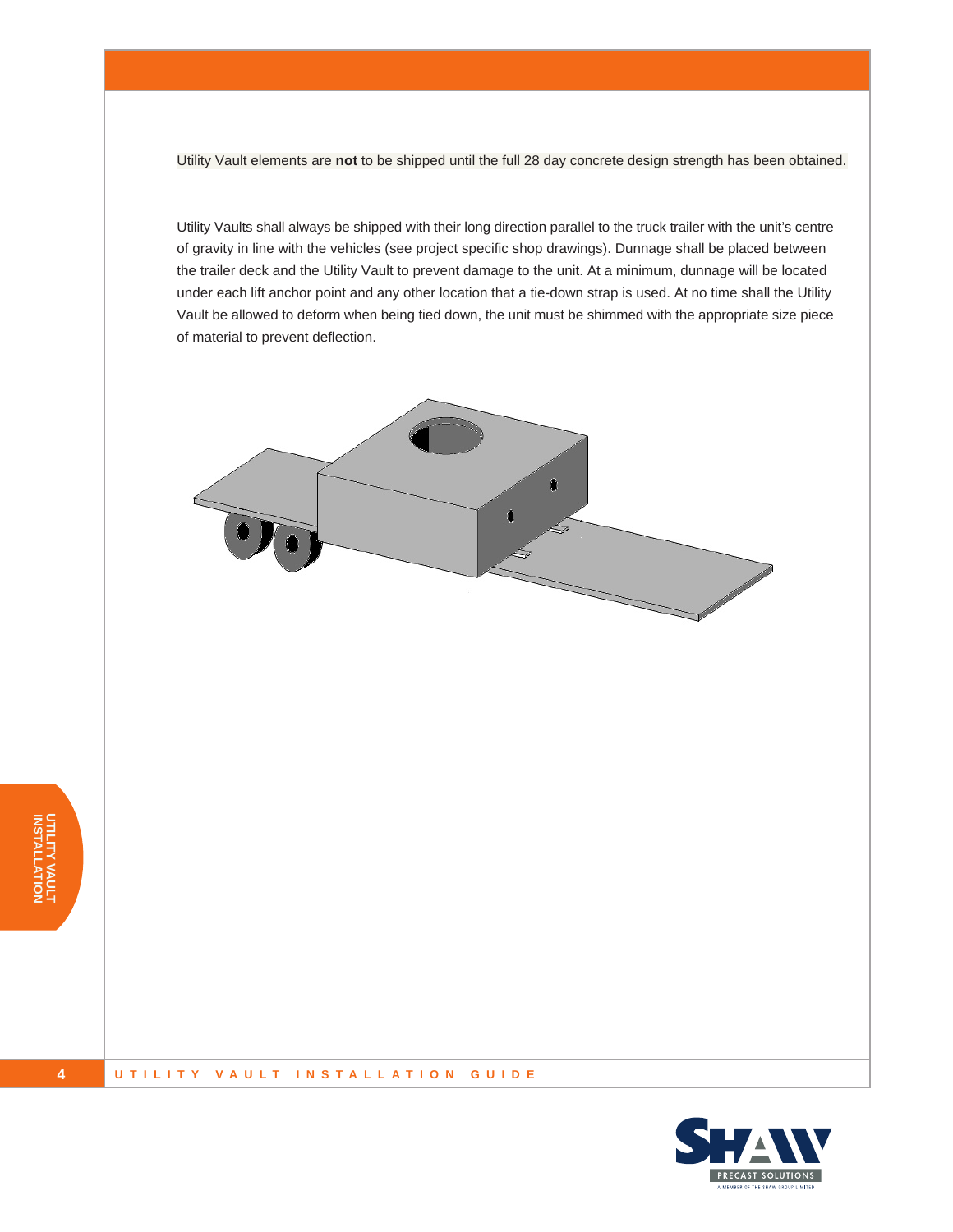Utility Vault elements are **not** to be shipped until the full 28 day concrete design strength has been obtained.

Utility Vaults shall always be shipped with their long direction parallel to the truck trailer with the unit's centre of gravity in line with the vehicles (see project specific shop drawings). Dunnage shall be placed between the trailer deck and the Utility Vault to prevent damage to the unit. At a minimum, dunnage will be located under each lift anchor point and any other location that a tie-down strap is used. At no time shall the Utility Vault be allowed to deform when being tied down, the unit must be shimmed with the appropriate size piece of material to prevent deflection.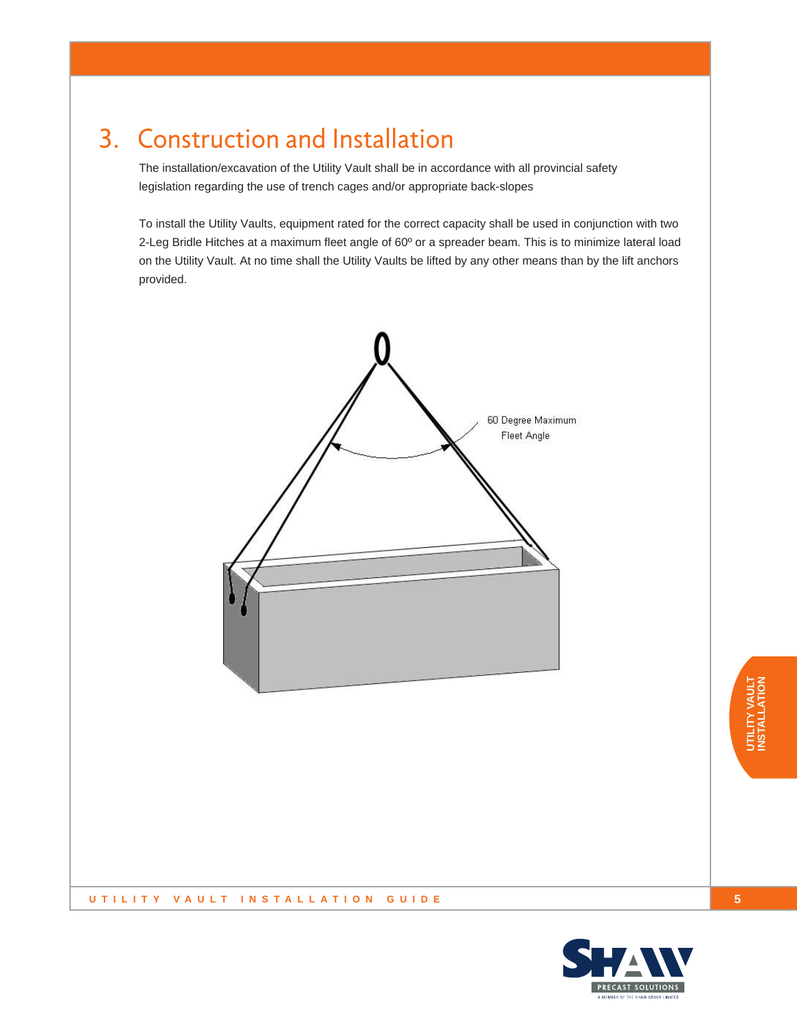# 3. Construction and Installation

The installation/excavation of the Utility Vault shall be in accordance with all provincial safety legislation regarding the use of trench cages and/or appropriate back-slopes

To install the Utility Vaults, equipment rated for the correct capacity shall be used in conjunction with two 2-Leg Bridle Hitches at a maximum fleet angle of 60º or a spreader beam. This is to minimize lateral load on the Utility Vault. At no time shall the Utility Vaults be lifted by any other means than by the lift anchors provided.

60 Degree Maximum Fleet Angle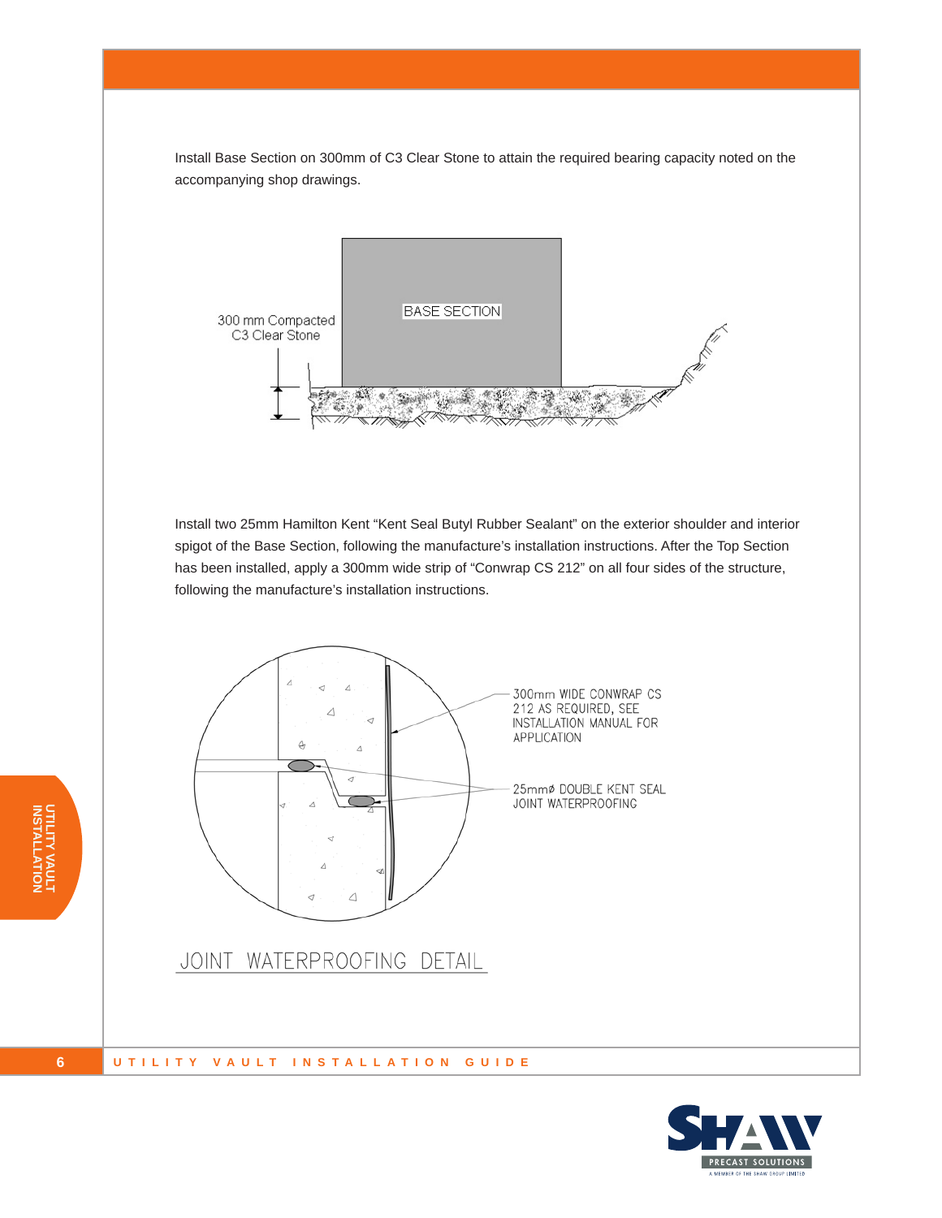Install Base Section on 300mm of C3 Clear Stone to attain the required bearing capacity noted on the accompanying shop drawings.

BASE SECTION

300 mm Compacted
C3 Clear Stone

Install two 25mm Hamilton Kent “Kent Seal Butyl Rubber Sealant” on the exterior shoulder and interior spigot of the Base Section, following the manufacture’s installation instructions. After the Top Section has been installed, apply a 300mm wide strip of “Conwrap CS 212” on all four sides of the structure, following the manufacture’s installation instructions.

300mm WIDE CONWRAP CS 212 AS REQUIRED, SEE INSTALLATION MANUAL FOR APPLICATION

25mmø DOUBLE KENT SEAL JOINT WATERPROOFING

JOINT WATERPROOFING DETAIL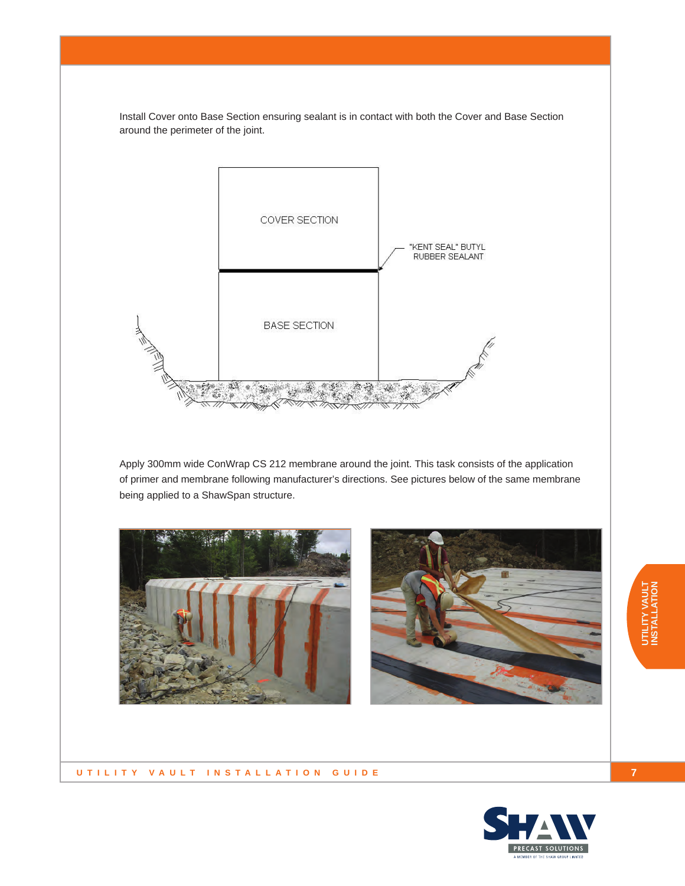Install Cover onto Base Section ensuring sealant is in contact with both the Cover and Base Section around the perimeter of the joint.

COVER SECTION

"KENT SEAL" BUTYL RUBBER SEALANT

BASE SECTION

Apply 300mm wide ConWrap CS 212 membrane around the joint. This task consists of the application of primer and membrane following manufacturer's directions. See pictures below of the same membrane being applied to a ShawSpan structure.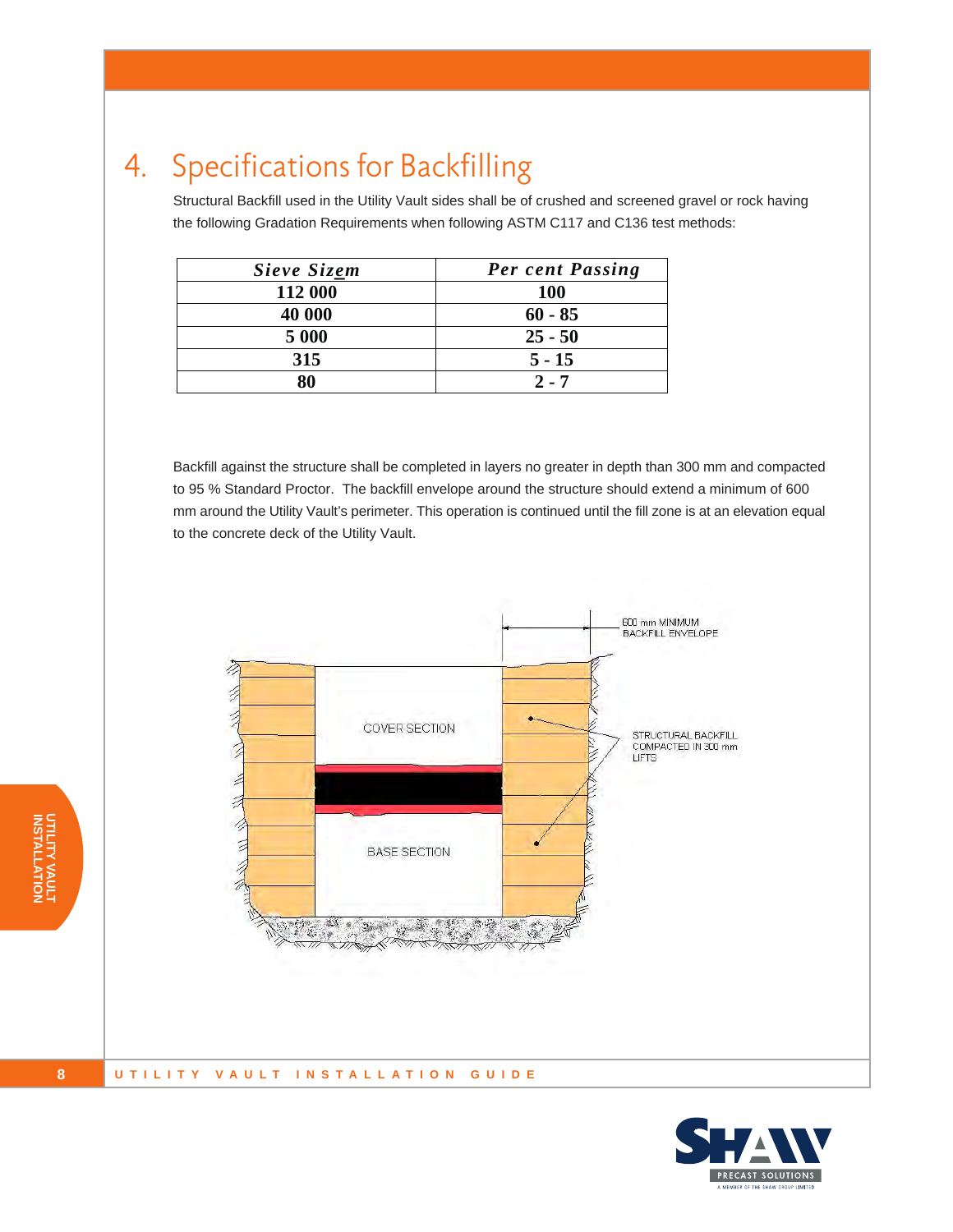# 4. Specifications for Backfilling

Structural Backfill used in the Utility Vault sides shall be of crushed and screened gravel or rock having the following Gradation Requirements when following ASTM C117 and C136 test methods:

| *Sieve Sizem* | *Per cent Passing* |
|---|---|
| **112 000** | **100** |
| **40 000** | **60 - 85** |
| **5 000** | **25 - 50** |
| **315** | **5 - 15** |
| **80** | **2 - 7** |

Backfill against the structure shall be completed in layers no greater in depth than 300 mm and compacted to 95 % Standard Proctor. The backfill envelope around the structure should extend a minimum of 600 mm around the Utility Vault's perimeter. This operation is continued until the fill zone is at an elevation equal to the concrete deck of the Utility Vault.

600 mm MINIMUM BACKFILL ENVELOPE

COVER SECTION

STRUCTURAL BACKFILL COMPACTED IN 300 mm LIFTS

BASE SECTION